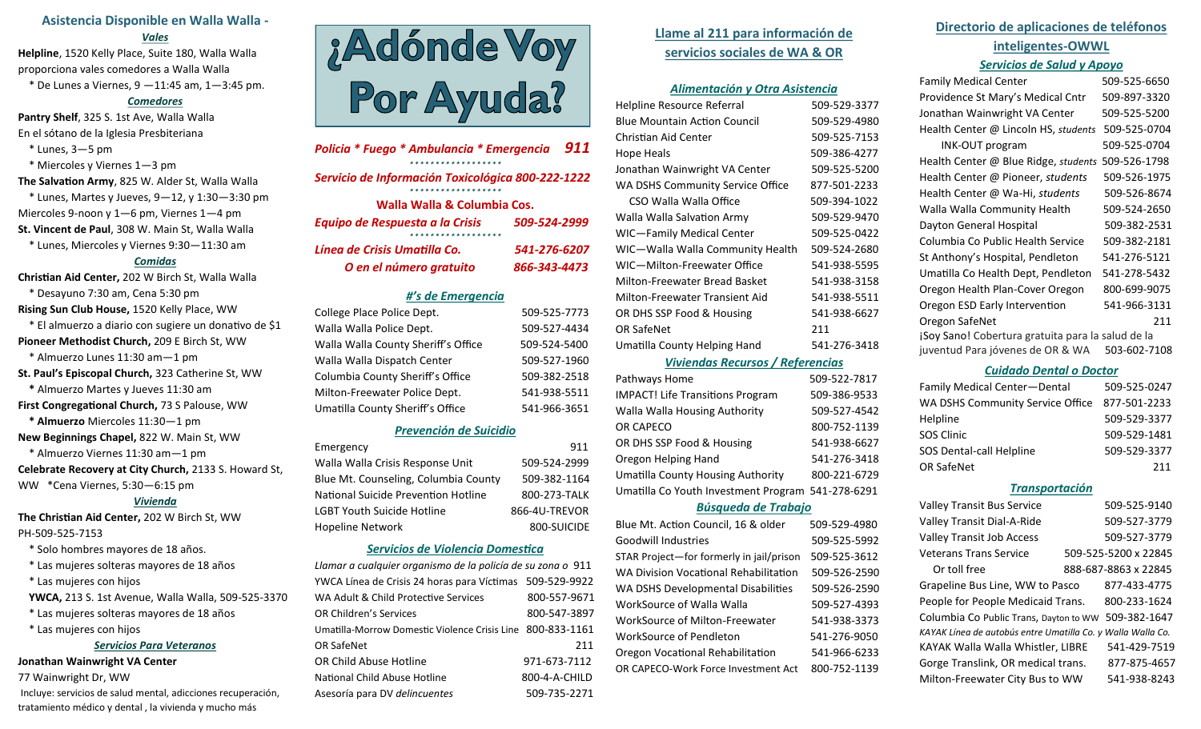## Asistencia Disponible en Walla Walla -

### *Vales*

**Helpline**, 1520 Kelly Place, Suite 180, Walla Walla proporciona vales comedores a Walla Walla

* De Lunes a Viernes, 9 —11:45 am, 1—3:45 pm.

### *Comedores*

**Pantry Shelf**, 325 S. 1st Ave, Walla Walla
En el sótano de la Iglesia Presbiteriana

* Lunes, 3—5 pm
* Miercoles y Viernes 1—3 pm

**The Salvation Army**, 825 W. Alder St, Walla Walla

* Lunes, Martes y Jueves, 9—12, y 1:30—3:30 pm

Miercoles 9-noon y 1—6 pm, Viernes 1—4 pm

**St. Vincent de Paul**, 308 W. Main St, Walla Walla

* Lunes, Miercoles y Viernes 9:30—11:30 am

### *Comidas*

**Christian Aid Center,** 202 W Birch St, Walla Walla

* Desayuno 7:30 am, Cena 5:30 pm

**Rising Sun Club House,** 1520 Kelly Place, WW

* El almuerzo a diario con sugiere un donativo de $1

**Pioneer Methodist Church,** 209 E Birch St, WW

* Almuerzo Lunes 11:30 am—1 pm

**St. Paul's Episcopal Church,** 323 Catherine St, WW

* Almuerzo Martes y Jueves 11:30 am

**First Congregational Church,** 73 S Palouse, WW

* **Almuerzo** Miercoles 11:30—1 pm

**New Beginnings Chapel,** 822 W. Main St, WW

* Almuerzo Viernes 11:30 am—1 pm

**Celebrate Recovery at City Church,** 2133 S. Howard St, WW *Cena Viernes, 5:30—6:15 pm

### *Vivienda*

**The Christian Aid Center,** 202 W Birch St, WW
PH-509-525-7153

* Solo hombres mayores de 18 años.
* Las mujeres solteras mayores de 18 años
* Las mujeres con hijos

**YWCA,** 213 S. 1st Avenue, Walla Walla, 509-525-3370

* Las mujeres solteras mayores de 18 años
* Las mujeres con hijos

### *Servicios Para Veteranos*

**Jonathan Wainwright VA Center**
77 Wainwright Dr, WW
Incluye: servicios de salud mental, adicciones recuperación, tratamiento médico y dental , la vivienda y mucho más

# ¿Adónde Voy Por Ayuda?

| | |
|---|---|
| *Policia * Fuego * Ambulancia * Emergencia* | ***911*** |
| *Servicio de Información Toxicológica* | *800-222-1222* |

**Walla Walla & Columbia Cos.**

| | |
|---|---|
| *Equipo de Respuesta a la Crisis* | *509-524-2999* |
| *Línea de Crisis Umatilla Co.* | *541-276-6207* |
| *O en el número gratuito* | *866-343-4473* |

### *#'s de Emergencia*

| | |
|---|---|
| College Place Police Dept. | 509-525-7773 |
| Walla Walla Police Dept. | 509-527-4434 |
| Walla Walla County Sheriff's Office | 509-524-5400 |
| Walla Walla Dispatch Center | 509-527-1960 |
| Columbia County Sheriff's Office | 509-382-2518 |
| Milton-Freewater Police Dept. | 541-938-5511 |
| Umatilla County Sheriff's Office | 541-966-3651 |

### *Prevención de Suicidio*

| | |
|---|---|
| Emergency | 911 |
| Walla Walla Crisis Response Unit | 509-524-2999 |
| Blue Mt. Counseling, Columbia County | 509-382-1164 |
| National Suicide Prevention Hotline | 800-273-TALK |
| LGBT Youth Suicide Hotline | 866-4U-TREVOR |
| Hopeline Network | 800-SUICIDE |

### *Servicios de Violencia Domestica*

| | |
|---|---|
| *Llamar a cualquier organismo de la policía de su zona o* | 911 |
| YWCA Línea de Crisis 24 horas para Víctimas | 509-529-9922 |
| WA Adult & Child Protective Services | 800-557-9671 |
| OR Children's Services | 800-547-3897 |
| Umatilla-Morrow Domestic Violence Crisis Line | 800-833-1161 |
| OR SafeNet | 211 |
| OR Child Abuse Hotline | 971-673-7112 |
| National Child Abuse Hotline | 800-4-A-CHILD |
| Asesoría para DV *delincuentes* | 509-735-2271 |

## Llame al 211 para información de servicios sociales de WA & OR

### *Alimentación y Otra Asistencia*

| | |
|---|---|
| Helpline Resource Referral | 509-529-3377 |
| Blue Mountain Action Council | 509-529-4980 |
| Christian Aid Center | 509-525-7153 |
| Hope Heals | 509-386-4277 |
| Jonathan Wainwright VA Center | 509-525-5200 |
| WA DSHS Community Service Office | 877-501-2233 |
| CSO Walla Walla Office | 509-394-1022 |
| Walla Walla Salvation Army | 509-529-9470 |
| WIC—Family Medical Center | 509-525-0422 |
| WIC—Walla Walla Community Health | 509-524-2680 |
| WIC—Milton-Freewater Office | 541-938-5595 |
| Milton-Freewater Bread Basket | 541-938-3158 |
| Milton-Freewater Transient Aid | 541-938-5511 |
| OR DHS SSP Food & Housing | 541-938-6627 |
| OR SafeNet | 211 |
| Umatilla County Helping Hand | 541-276-3418 |

### *Viviendas Recursos / Referencias*

| | |
|---|---|
| Pathways Home | 509-522-7817 |
| IMPACT! Life Transitions Program | 509-386-9533 |
| Walla Walla Housing Authority | 509-527-4542 |
| OR CAPECO | 800-752-1139 |
| OR DHS SSP Food & Housing | 541-938-6627 |
| Oregon Helping Hand | 541-276-3418 |
| Umatilla County Housing Authority | 800-221-6729 |
| Umatilla Co Youth Investment Program | 541-278-6291 |

### *Búsqueda de Trabajo*

| | |
|---|---|
| Blue Mt. Action Council, 16 & older | 509-529-4980 |
| Goodwill Industries | 509-525-5992 |
| STAR Project—for formerly in jail/prison | 509-525-3612 |
| WA Division Vocational Rehabilitation | 509-526-2590 |
| WA DSHS Developmental Disabilities | 509-526-2590 |
| WorkSource of Walla Walla | 509-527-4393 |
| WorkSource of Milton-Freewater | 541-938-3373 |
| WorkSource of Pendleton | 541-276-9050 |
| Oregon Vocational Rehabilitation | 541-966-6233 |
| OR CAPECO-Work Force Investment Act | 800-752-1139 |

## Directorio de aplicaciones de teléfonos inteligentes-OWWL

### *Servicios de Salud y Apoyo*

| | |
|---|---|
| Family Medical Center | 509-525-6650 |
| Providence St Mary's Medical Cntr | 509-897-3320 |
| Jonathan Wainwright VA Center | 509-525-5200 |
| Health Center @ Lincoln HS, *students* | 509-525-0704 |
| INK-OUT program | 509-525-0704 |
| Health Center @ Blue Ridge, *students* | 509-526-1798 |
| Health Center @ Pioneer, *students* | 509-526-1975 |
| Health Center @ Wa-Hi, *students* | 509-526-8674 |
| Walla Walla Community Health | 509-524-2650 |
| Dayton General Hospital | 509-382-2531 |
| Columbia Co Public Health Service | 509-382-2181 |
| St Anthony's Hospital, Pendleton | 541-276-5121 |
| Umatilla Co Health Dept, Pendleton | 541-278-5432 |
| Oregon Health Plan-Cover Oregon | 800-699-9075 |
| Oregon ESD Early Intervention | 541-966-3131 |
| Oregon SafeNet | 211 |
| ¡Soy Sano! Cobertura gratuita para la salud de la juventud Para jóvenes de OR & WA | 503-602-7108 |

### *Cuidado Dental o Doctor*

| | |
|---|---|
| Family Medical Center—Dental | 509-525-0247 |
| WA DSHS Community Service Office | 877-501-2233 |
| Helpline | 509-529-3377 |
| SOS Clinic | 509-529-1481 |
| SOS Dental-call Helpline | 509-529-3377 |
| OR SafeNet | 211 |

### *Transportación*

| | |
|---|---|
| Valley Transit Bus Service | 509-525-9140 |
| Valley Transit Dial-A-Ride | 509-527-3779 |
| Valley Transit Job Access | 509-527-3779 |
| Veterans Trans Service | 509-525-5200 x 22845 |
| Or toll free | 888-687-8863 x 22845 |
| Grapeline Bus Line, WW to Pasco | 877-433-4775 |
| People for People Medicaid Trans. | 800-233-1624 |
| Columbia Co Public Trans, Dayton to WW | 509-382-1647 |
| *KAYAK Línea de autobús entre Umatilla Co. y Walla Walla Co.* | |
| KAYAK Walla Walla Whistler, LIBRE | 541-429-7519 |
| Gorge Translink, OR medical trans. | 877-875-4657 |
| Milton-Freewater City Bus to WW | 541-938-8243 |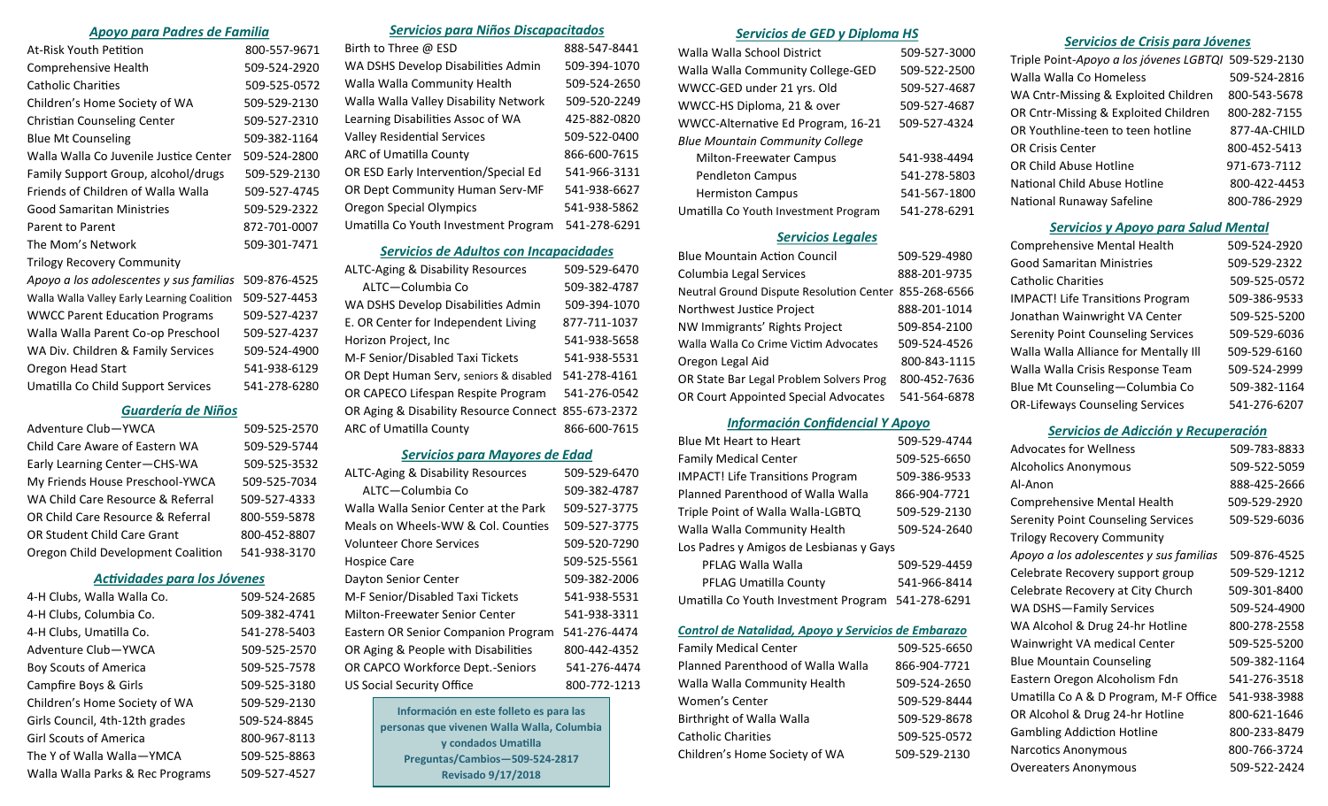## Apoyo para Padres de Familia

| | |
|---|---|
| At-Risk Youth Petition | 800-557-9671 |
| Comprehensive Health | 509-524-2920 |
| Catholic Charities | 509-525-0572 |
| Children's Home Society of WA | 509-529-2130 |
| Christian Counseling Center | 509-527-2310 |
| Blue Mt Counseling | 509-382-1164 |
| Walla Walla Co Juvenile Justice Center | 509-524-2800 |
| Family Support Group, alcohol/drugs | 509-529-2130 |
| Friends of Children of Walla Walla | 509-527-4745 |
| Good Samaritan Ministries | 509-529-2322 |
| Parent to Parent | 872-701-0007 |
| The Mom's Network | 509-301-7471 |
| Trilogy Recovery Community | |
| *Apoyo a los adolescentes y sus familias* | 509-876-4525 |
| Walla Walla Valley Early Learning Coalition | 509-527-4453 |
| WWCC Parent Education Programs | 509-527-4237 |
| Walla Walla Parent Co-op Preschool | 509-527-4237 |
| WA Div. Children & Family Services | 509-524-4900 |
| Oregon Head Start | 541-938-6129 |
| Umatilla Co Child Support Services | 541-278-6280 |

## Guardería de Niños

| | |
|---|---|
| Adventure Club—YWCA | 509-525-2570 |
| Child Care Aware of Eastern WA | 509-529-5744 |
| Early Learning Center—CHS-WA | 509-525-3532 |
| My Friends House Preschool-YWCA | 509-525-7034 |
| WA Child Care Resource & Referral | 509-527-4333 |
| OR Child Care Resource & Referral | 800-559-5878 |
| OR Student Child Care Grant | 800-452-8807 |
| Oregon Child Development Coalition | 541-938-3170 |

## Actividades para los Jóvenes

| | |
|---|---|
| 4-H Clubs, Walla Walla Co. | 509-524-2685 |
| 4-H Clubs, Columbia Co. | 509-382-4741 |
| 4-H Clubs, Umatilla Co. | 541-278-5403 |
| Adventure Club—YWCA | 509-525-2570 |
| Boy Scouts of America | 509-525-7578 |
| Campfire Boys & Girls | 509-525-3180 |
| Children's Home Society of WA | 509-529-2130 |
| Girls Council, 4th-12th grades | 509-524-8845 |
| Girl Scouts of America | 800-967-8113 |
| The Y of Walla Walla—YMCA | 509-525-8863 |
| Walla Walla Parks & Rec Programs | 509-527-4527 |

## Servicios para Niños Discapacitados

| | |
|---|---|
| Birth to Three @ ESD | 888-547-8441 |
| WA DSHS Develop Disabilities Admin | 509-394-1070 |
| Walla Walla Community Health | 509-524-2650 |
| Walla Walla Valley Disability Network | 509-520-2249 |
| Learning Disabilities Assoc of WA | 425-882-0820 |
| Valley Residential Services | 509-522-0400 |
| ARC of Umatilla County | 866-600-7615 |
| OR ESD Early Intervention/Special Ed | 541-966-3131 |
| OR Dept Community Human Serv-MF | 541-938-6627 |
| Oregon Special Olympics | 541-938-5862 |
| Umatilla Co Youth Investment Program | 541-278-6291 |

## Servicios de Adultos con Incapacidades

| | |
|---|---|
| ALTC-Aging & Disability Resources | 509-529-6470 |
| ALTC—Columbia Co | 509-382-4787 |
| WA DSHS Develop Disabilities Admin | 509-394-1070 |
| E. OR Center for Independent Living | 877-711-1037 |
| Horizon Project, Inc | 541-938-5658 |
| M-F Senior/Disabled Taxi Tickets | 541-938-5531 |
| OR Dept Human Serv, seniors & disabled | 541-278-4161 |
| OR CAPECO Lifespan Respite Program | 541-276-0542 |
| OR Aging & Disability Resource Connect | 855-673-2372 |
| ARC of Umatilla County | 866-600-7615 |

## Servicios para Mayores de Edad

| | |
|---|---|
| ALTC-Aging & Disability Resources | 509-529-6470 |
| ALTC—Columbia Co | 509-382-4787 |
| Walla Walla Senior Center at the Park | 509-527-3775 |
| Meals on Wheels-WW & Col. Counties | 509-527-3775 |
| Volunteer Chore Services | 509-520-7290 |
| Hospice Care | 509-525-5561 |
| Dayton Senior Center | 509-382-2006 |
| M-F Senior/Disabled Taxi Tickets | 541-938-5531 |
| Milton-Freewater Senior Center | 541-938-3311 |
| Eastern OR Senior Companion Program | 541-276-4474 |
| OR Aging & People with Disabilities | 800-442-4352 |
| OR CAPCO Workforce Dept.-Seniors | 541-276-4474 |
| US Social Security Office | 800-772-1213 |

**Información en este folleto es para las personas que vivenen Walla Walla, Columbia y condados Umatilla**
**Preguntas/Cambios—509-524-2817**
**Revisado 9/17/2018**

## Servicios de GED y Diploma HS

| | |
|---|---|
| Walla Walla School District | 509-527-3000 |
| Walla Walla Community College-GED | 509-522-2500 |
| WWCC-GED under 21 yrs. Old | 509-527-4687 |
| WWCC-HS Diploma, 21 & over | 509-527-4687 |
| WWCC-Alternative Ed Program, 16-21 | 509-527-4324 |
| *Blue Mountain Community College* | |
| Milton-Freewater Campus | 541-938-4494 |
| Pendleton Campus | 541-278-5803 |
| Hermiston Campus | 541-567-1800 |
| Umatilla Co Youth Investment Program | 541-278-6291 |

## Servicios Legales

| | |
|---|---|
| Blue Mountain Action Council | 509-529-4980 |
| Columbia Legal Services | 888-201-9735 |
| Neutral Ground Dispute Resolution Center | 855-268-6566 |
| Northwest Justice Project | 888-201-1014 |
| NW Immigrants' Rights Project | 509-854-2100 |
| Walla Walla Co Crime Victim Advocates | 509-524-4526 |
| Oregon Legal Aid | 800-843-1115 |
| OR State Bar Legal Problem Solvers Prog | 800-452-7636 |
| OR Court Appointed Special Advocates | 541-564-6878 |

## Información Confidencial Y Apoyo

| | |
|---|---|
| Blue Mt Heart to Heart | 509-529-4744 |
| Family Medical Center | 509-525-6650 |
| IMPACT! Life Transitions Program | 509-386-9533 |
| Planned Parenthood of Walla Walla | 866-904-7721 |
| Triple Point of Walla Walla-LGBTQ | 509-529-2130 |
| Walla Walla Community Health | 509-524-2640 |
| Los Padres y Amigos de Lesbianas y Gays | |
| PFLAG Walla Walla | 509-529-4459 |
| PFLAG Umatilla County | 541-966-8414 |
| Umatilla Co Youth Investment Program | 541-278-6291 |

## Control de Natalidad, Apoyo y Servicios de Embarazo

| | |
|---|---|
| Family Medical Center | 509-525-6650 |
| Planned Parenthood of Walla Walla | 866-904-7721 |
| Walla Walla Community Health | 509-524-2650 |
| Women's Center | 509-529-8444 |
| Birthright of Walla Walla | 509-529-8678 |
| Catholic Charities | 509-525-0572 |
| Children's Home Society of WA | 509-529-2130 |

## Servicios de Crisis para Jóvenes

| | |
|---|---|
| Triple Point-*Apoyo a los jóvenes LGBTQI* | 509-529-2130 |
| Walla Walla Co Homeless | 509-524-2816 |
| WA Cntr-Missing & Exploited Children | 800-543-5678 |
| OR Cntr-Missing & Exploited Children | 800-282-7155 |
| OR Youthline-teen to teen hotline | 877-4A-CHILD |
| OR Crisis Center | 800-452-5413 |
| OR Child Abuse Hotline | 971-673-7112 |
| National Child Abuse Hotline | 800-422-4453 |
| National Runaway Safeline | 800-786-2929 |

## Servicios y Apoyo para Salud Mental

| | |
|---|---|
| Comprehensive Mental Health | 509-524-2920 |
| Good Samaritan Ministries | 509-529-2322 |
| Catholic Charities | 509-525-0572 |
| IMPACT! Life Transitions Program | 509-386-9533 |
| Jonathan Wainwright VA Center | 509-525-5200 |
| Serenity Point Counseling Services | 509-529-6036 |
| Walla Walla Alliance for Mentally Ill | 509-529-6160 |
| Walla Walla Crisis Response Team | 509-524-2999 |
| Blue Mt Counseling—Columbia Co | 509-382-1164 |
| OR-Lifeways Counseling Services | 541-276-6207 |

## Servicios de Adicción y Recuperación

| | |
|---|---|
| Advocates for Wellness | 509-783-8833 |
| Alcoholics Anonymous | 509-522-5059 |
| Al-Anon | 888-425-2666 |
| Comprehensive Mental Health | 509-529-2920 |
| Serenity Point Counseling Services | 509-529-6036 |
| Trilogy Recovery Community | |
| *Apoyo a los adolescentes y sus familias* | 509-876-4525 |
| Celebrate Recovery support group | 509-529-1212 |
| Celebrate Recovery at City Church | 509-301-8400 |
| WA DSHS—Family Services | 509-524-4900 |
| WA Alcohol & Drug 24-hr Hotline | 800-278-2558 |
| Wainwright VA medical Center | 509-525-5200 |
| Blue Mountain Counseling | 509-382-1164 |
| Eastern Oregon Alcoholism Fdn | 541-276-3518 |
| Umatilla Co A & D Program, M-F Office | 541-938-3988 |
| OR Alcohol & Drug 24-hr Hotline | 800-621-1646 |
| Gambling Addiction Hotline | 800-233-8479 |
| Narcotics Anonymous | 800-766-3724 |
| Overeaters Anonymous | 509-522-2424 |